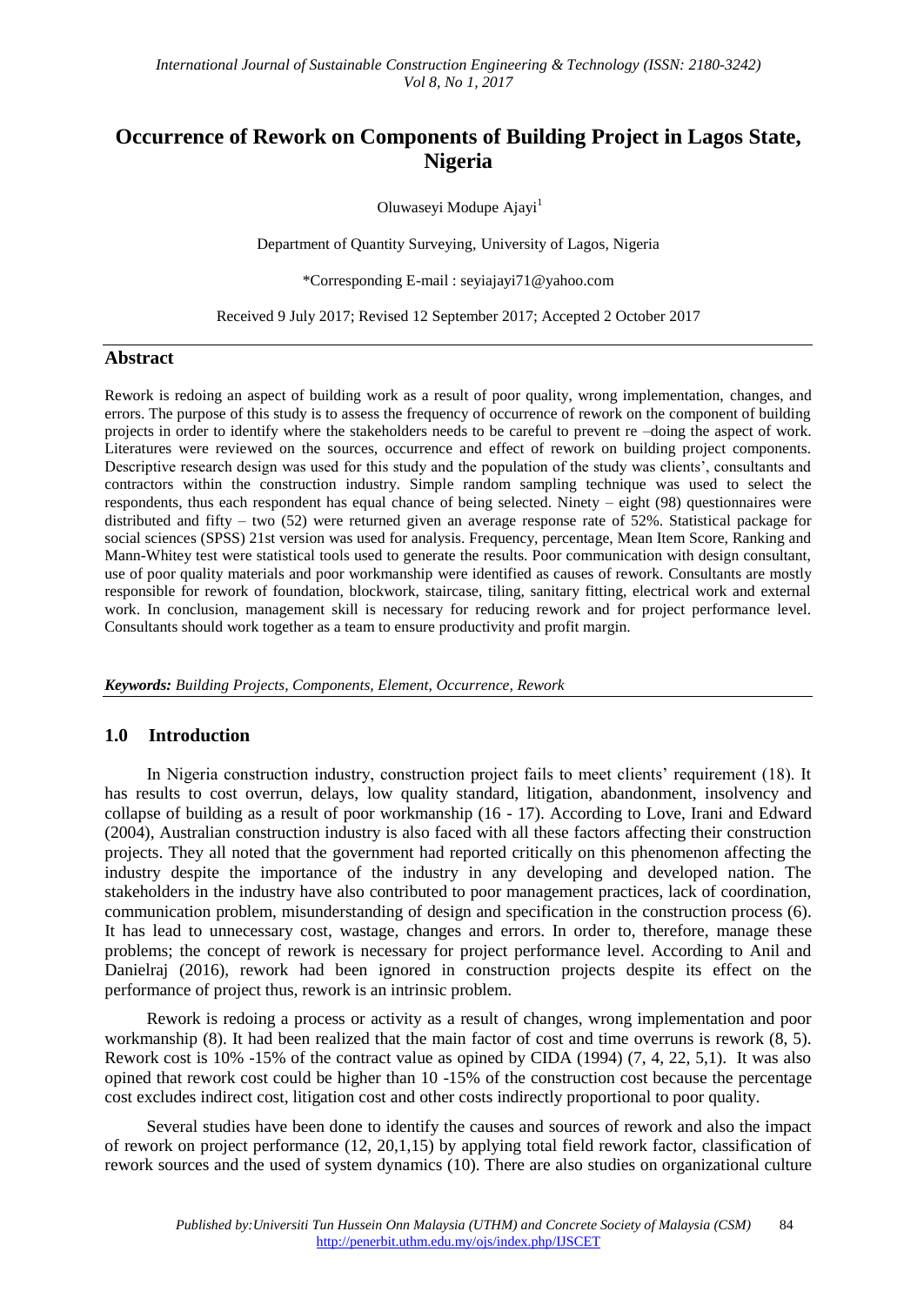# Occurrence of Rework on Components of Building Project in Lagos State, Nigeria

Oluwaseyi Modupe Ajayi[1]

Department of Quantity Surveying, University of Lagos, Nigeria

*Corresponding E-mail : seyiajayi71@yahoo.com

Received 9 July 2017; Revised 12 September 2017; Accepted 2 October 2017

## Abstract

Rework is redoing an aspect of building work as a result of poor quality, wrong implementation, changes, and errors. The purpose of this study is to assess the frequency of occurrence of rework on the component of building projects in order to identify where the stakeholders needs to be careful to prevent re –doing the aspect of work. Literatures were reviewed on the sources, occurrence and effect of rework on building project components. Descriptive research design was used for this study and the population of the study was clients', consultants and contractors within the construction industry. Simple random sampling technique was used to select the respondents, thus each respondent has equal chance of being selected. Ninety – eight (98) questionnaires were distributed and fifty – two (52) were returned given an average response rate of 52%. Statistical package for social sciences (SPSS) 21st version was used for analysis. Frequency, percentage, Mean Item Score, Ranking and Mann-Whitey test were statistical tools used to generate the results. Poor communication with design consultant, use of poor quality materials and poor workmanship were identified as causes of rework. Consultants are mostly responsible for rework of foundation, blockwork, staircase, tiling, sanitary fitting, electrical work and external work. In conclusion, management skill is necessary for reducing rework and for project performance level. Consultants should work together as a team to ensure productivity and profit margin.

***Keywords:*** *Building Projects, Components, Element, Occurrence, Rework*

## 1.0 Introduction

In Nigeria construction industry, construction project fails to meet clients' requirement (18). It has results to cost overrun, delays, low quality standard, litigation, abandonment, insolvency and collapse of building as a result of poor workmanship (16 - 17). According to Love, Irani and Edward (2004), Australian construction industry is also faced with all these factors affecting their construction projects. They all noted that the government had reported critically on this phenomenon affecting the industry despite the importance of the industry in any developing and developed nation. The stakeholders in the industry have also contributed to poor management practices, lack of coordination, communication problem, misunderstanding of design and specification in the construction process (6). It has lead to unnecessary cost, wastage, changes and errors. In order to, therefore, manage these problems; the concept of rework is necessary for project performance level. According to Anil and Danielraj (2016), rework had been ignored in construction projects despite its effect on the performance of project thus, rework is an intrinsic problem.

Rework is redoing a process or activity as a result of changes, wrong implementation and poor workmanship (8). It had been realized that the main factor of cost and time overruns is rework (8, 5). Rework cost is 10% -15% of the contract value as opined by CIDA (1994) (7, 4, 22, 5,1). It was also opined that rework cost could be higher than 10 -15% of the construction cost because the percentage cost excludes indirect cost, litigation cost and other costs indirectly proportional to poor quality.

Several studies have been done to identify the causes and sources of rework and also the impact of rework on project performance (12, 20,1,15) by applying total field rework factor, classification of rework sources and the used of system dynamics (10). There are also studies on organizational culture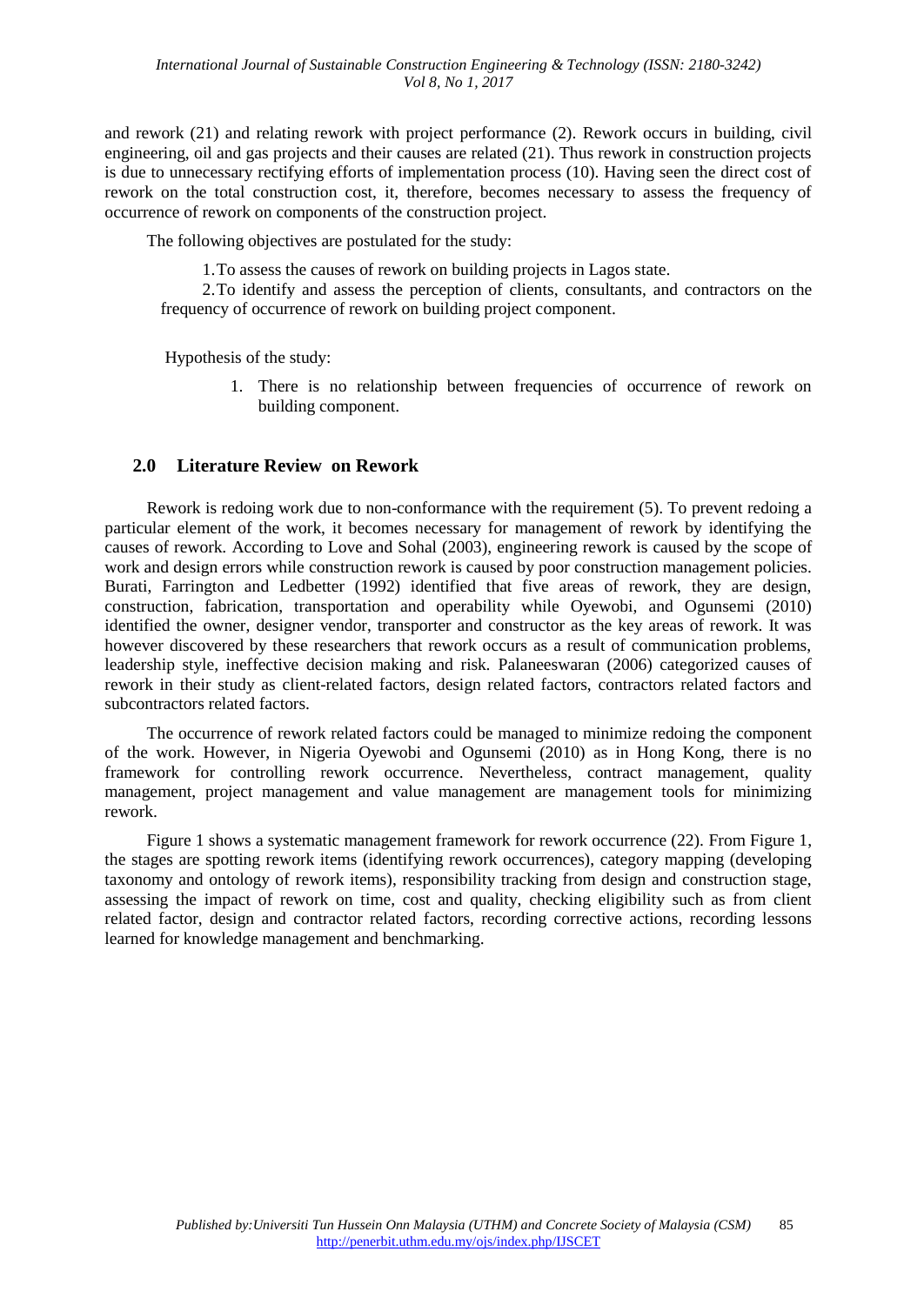and rework (21) and relating rework with project performance (2). Rework occurs in building, civil engineering, oil and gas projects and their causes are related (21). Thus rework in construction projects is due to unnecessary rectifying efforts of implementation process (10). Having seen the direct cost of rework on the total construction cost, it, therefore, becomes necessary to assess the frequency of occurrence of rework on components of the construction project.

The following objectives are postulated for the study:

1. To assess the causes of rework on building projects in Lagos state.
2. To identify and assess the perception of clients, consultants, and contractors on the frequency of occurrence of rework on building project component.

Hypothesis of the study:

1. There is no relationship between frequencies of occurrence of rework on building component.

## 2.0 Literature Review on Rework

Rework is redoing work due to non-conformance with the requirement (5). To prevent redoing a particular element of the work, it becomes necessary for management of rework by identifying the causes of rework. According to Love and Sohal (2003), engineering rework is caused by the scope of work and design errors while construction rework is caused by poor construction management policies. Burati, Farrington and Ledbetter (1992) identified that five areas of rework, they are design, construction, fabrication, transportation and operability while Oyewobi, and Ogunsemi (2010) identified the owner, designer vendor, transporter and constructor as the key areas of rework. It was however discovered by these researchers that rework occurs as a result of communication problems, leadership style, ineffective decision making and risk. Palaneeswaran (2006) categorized causes of rework in their study as client-related factors, design related factors, contractors related factors and subcontractors related factors.

The occurrence of rework related factors could be managed to minimize redoing the component of the work. However, in Nigeria Oyewobi and Ogunsemi (2010) as in Hong Kong, there is no framework for controlling rework occurrence. Nevertheless, contract management, quality management, project management and value management are management tools for minimizing rework.

Figure 1 shows a systematic management framework for rework occurrence (22). From Figure 1, the stages are spotting rework items (identifying rework occurrences), category mapping (developing taxonomy and ontology of rework items), responsibility tracking from design and construction stage, assessing the impact of rework on time, cost and quality, checking eligibility such as from client related factor, design and contractor related factors, recording corrective actions, recording lessons learned for knowledge management and benchmarking.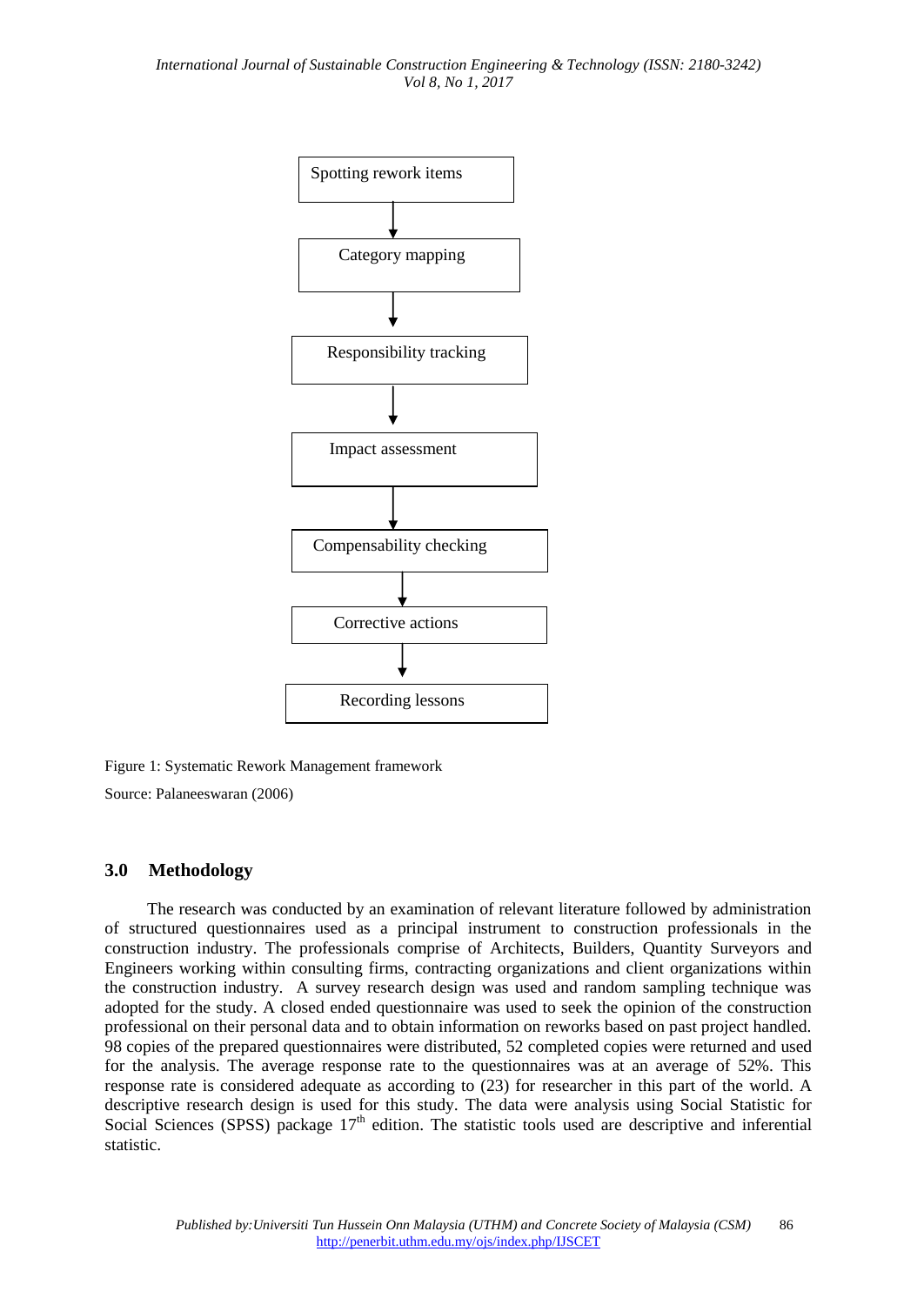Spotting rework items

↓

Category mapping

↓

Responsibility tracking

↓

Impact assessment

↓

Compensability checking

↓

Corrective actions

↓

Recording lessons

Figure 1: Systematic Rework Management framework

Source: Palaneeswaran (2006)

## 3.0 Methodology

The research was conducted by an examination of relevant literature followed by administration of structured questionnaires used as a principal instrument to construction professionals in the construction industry. The professionals comprise of Architects, Builders, Quantity Surveyors and Engineers working within consulting firms, contracting organizations and client organizations within the construction industry. A survey research design was used and random sampling technique was adopted for the study. A closed ended questionnaire was used to seek the opinion of the construction professional on their personal data and to obtain information on reworks based on past project handled. 98 copies of the prepared questionnaires were distributed, 52 completed copies were returned and used for the analysis. The average response rate to the questionnaires was at an average of 52%. This response rate is considered adequate as according to (23) for researcher in this part of the world. A descriptive research design is used for this study. The data were analysis using Social Statistic for Social Sciences (SPSS) package 17th edition. The statistic tools used are descriptive and inferential statistic.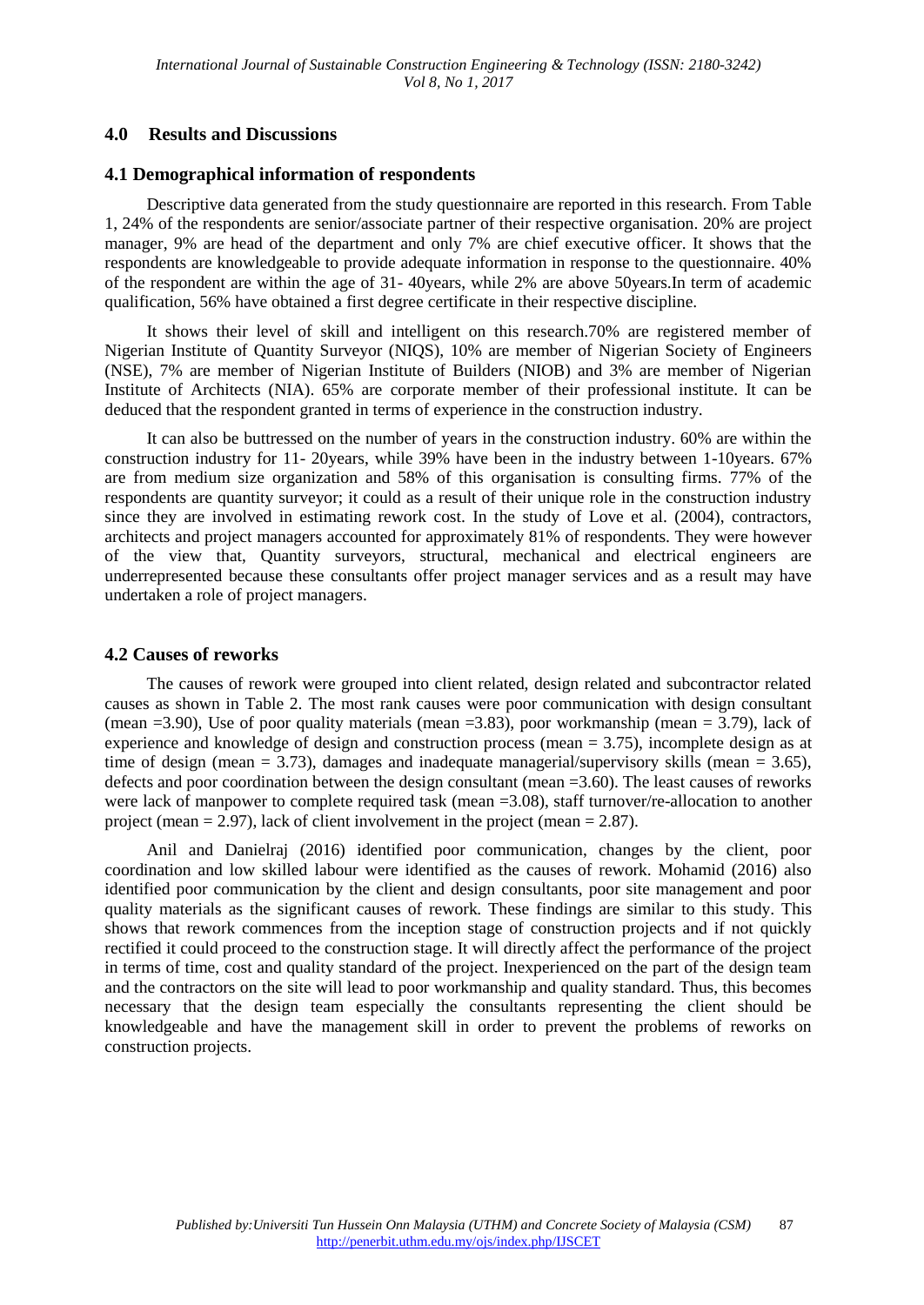## 4.0 Results and Discussions

### 4.1 Demographical information of respondents

Descriptive data generated from the study questionnaire are reported in this research. From Table 1, 24% of the respondents are senior/associate partner of their respective organisation. 20% are project manager, 9% are head of the department and only 7% are chief executive officer. It shows that the respondents are knowledgeable to provide adequate information in response to the questionnaire. 40% of the respondent are within the age of 31- 40years, while 2% are above 50years.In term of academic qualification, 56% have obtained a first degree certificate in their respective discipline.

It shows their level of skill and intelligent on this research.70% are registered member of Nigerian Institute of Quantity Surveyor (NIQS), 10% are member of Nigerian Society of Engineers (NSE), 7% are member of Nigerian Institute of Builders (NIOB) and 3% are member of Nigerian Institute of Architects (NIA). 65% are corporate member of their professional institute. It can be deduced that the respondent granted in terms of experience in the construction industry.

It can also be buttressed on the number of years in the construction industry. 60% are within the construction industry for 11- 20years, while 39% have been in the industry between 1-10years. 67% are from medium size organization and 58% of this organisation is consulting firms. 77% of the respondents are quantity surveyor; it could as a result of their unique role in the construction industry since they are involved in estimating rework cost. In the study of Love et al. (2004), contractors, architects and project managers accounted for approximately 81% of respondents. They were however of the view that, Quantity surveyors, structural, mechanical and electrical engineers are underrepresented because these consultants offer project manager services and as a result may have undertaken a role of project managers.

### 4.2 Causes of reworks

The causes of rework were grouped into client related, design related and subcontractor related causes as shown in Table 2. The most rank causes were poor communication with design consultant (mean =3.90), Use of poor quality materials (mean =3.83), poor workmanship (mean = 3.79), lack of experience and knowledge of design and construction process (mean = 3.75), incomplete design as at time of design (mean = 3.73), damages and inadequate managerial/supervisory skills (mean = 3.65), defects and poor coordination between the design consultant (mean =3.60). The least causes of reworks were lack of manpower to complete required task (mean =3.08), staff turnover/re-allocation to another project (mean = 2.97), lack of client involvement in the project (mean = 2.87).

Anil and Danielraj (2016) identified poor communication, changes by the client, poor coordination and low skilled labour were identified as the causes of rework. Mohamid (2016) also identified poor communication by the client and design consultants, poor site management and poor quality materials as the significant causes of rework. These findings are similar to this study. This shows that rework commences from the inception stage of construction projects and if not quickly rectified it could proceed to the construction stage. It will directly affect the performance of the project in terms of time, cost and quality standard of the project. Inexperienced on the part of the design team and the contractors on the site will lead to poor workmanship and quality standard. Thus, this becomes necessary that the design team especially the consultants representing the client should be knowledgeable and have the management skill in order to prevent the problems of reworks on construction projects.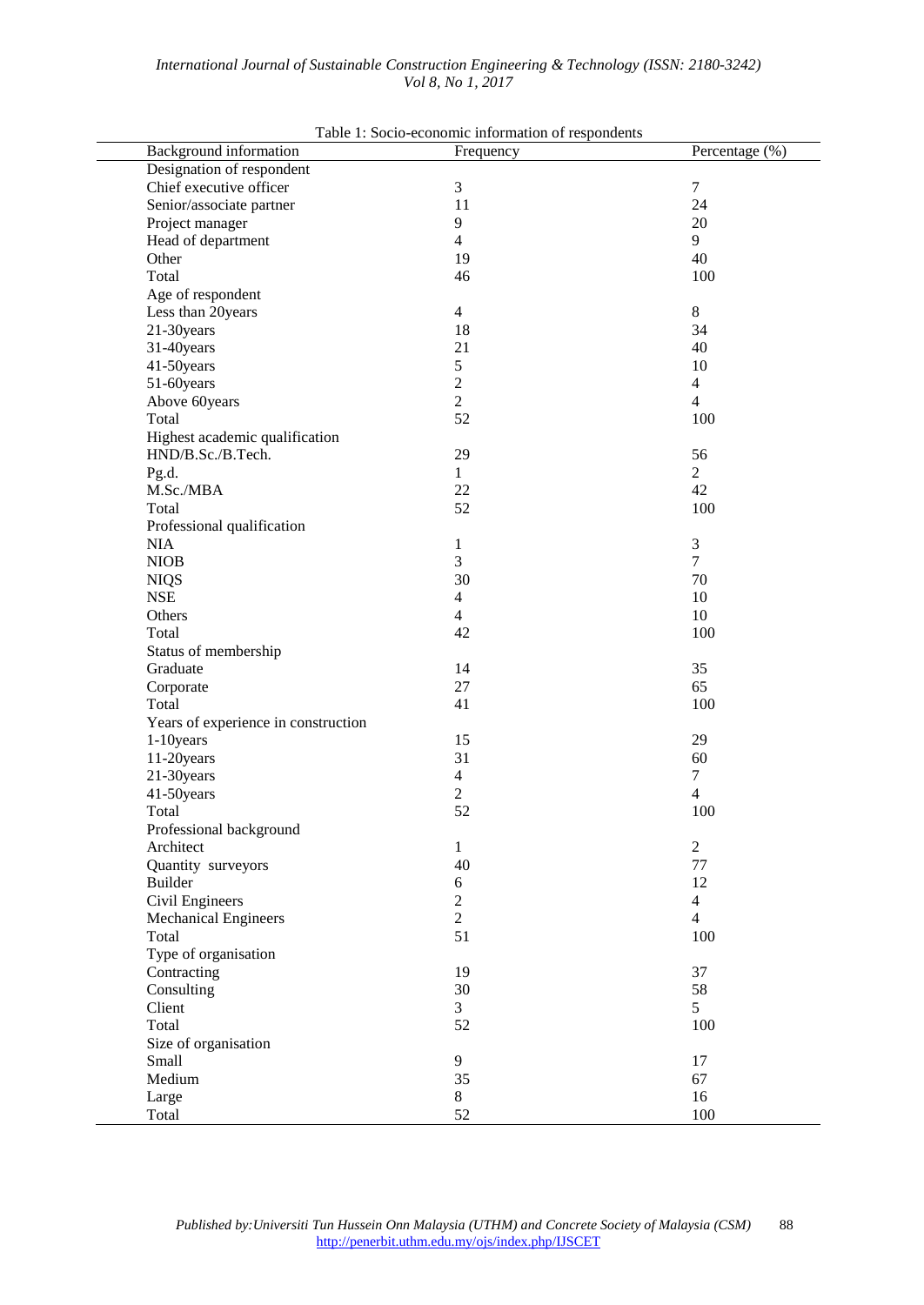Table 1: Socio-economic information of respondents

| Background information | Frequency | Percentage (%) |
|---|---|---|
| Designation of respondent | | |
| Chief executive officer | 3 | 7 |
| Senior/associate partner | 11 | 24 |
| Project manager | 9 | 20 |
| Head of department | 4 | 9 |
| Other | 19 | 40 |
| Total | 46 | 100 |
| Age of respondent | | |
| Less than 20years | 4 | 8 |
| 21-30years | 18 | 34 |
| 31-40years | 21 | 40 |
| 41-50years | 5 | 10 |
| 51-60years | 2 | 4 |
| Above 60years | 2 | 4 |
| Total | 52 | 100 |
| Highest academic qualification | | |
| HND/B.Sc./B.Tech. | 29 | 56 |
| Pg.d. | 1 | 2 |
| M.Sc./MBA | 22 | 42 |
| Total | 52 | 100 |
| Professional qualification | | |
| NIA | 1 | 3 |
| NIOB | 3 | 7 |
| NIQS | 30 | 70 |
| NSE | 4 | 10 |
| Others | 4 | 10 |
| Total | 42 | 100 |
| Status of membership | | |
| Graduate | 14 | 35 |
| Corporate | 27 | 65 |
| Total | 41 | 100 |
| Years of experience in construction | | |
| 1-10years | 15 | 29 |
| 11-20years | 31 | 60 |
| 21-30years | 4 | 7 |
| 41-50years | 2 | 4 |
| Total | 52 | 100 |
| Professional background | | |
| Architect | 1 | 2 |
| Quantity surveyors | 40 | 77 |
| Builder | 6 | 12 |
| Civil Engineers | 2 | 4 |
| Mechanical Engineers | 2 | 4 |
| Total | 51 | 100 |
| Type of organisation | | |
| Contracting | 19 | 37 |
| Consulting | 30 | 58 |
| Client | 3 | 5 |
| Total | 52 | 100 |
| Size of organisation | | |
| Small | 9 | 17 |
| Medium | 35 | 67 |
| Large | 8 | 16 |
| Total | 52 | 100 |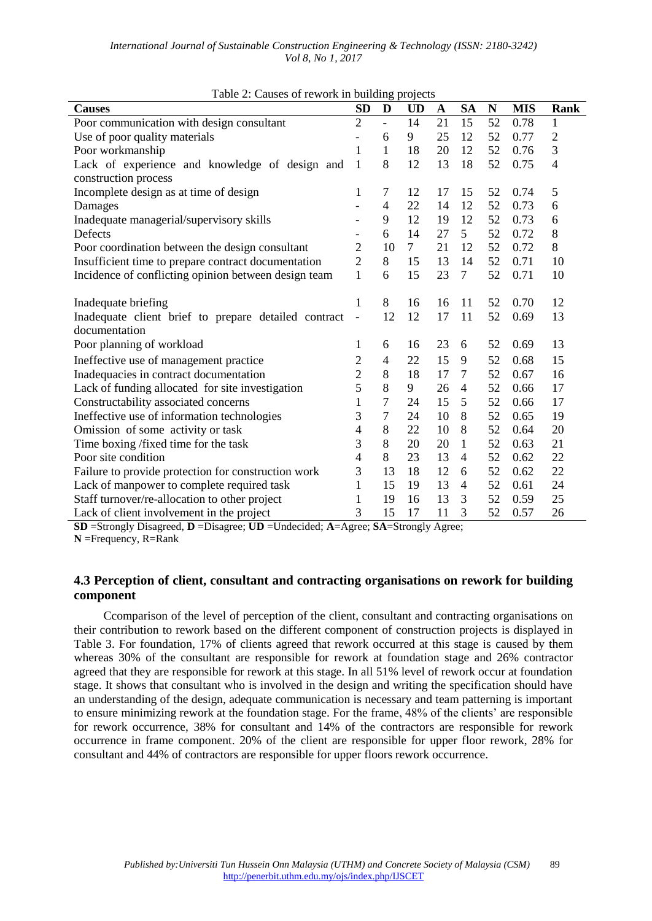Table 2: Causes of rework in building projects

| Causes | SD | D | UD | A | SA | N | MIS | Rank |
|---|---|---|---|---|---|---|---|---|
| Poor communication with design consultant | 2 | - | 14 | 21 | 15 | 52 | 0.78 | 1 |
| Use of poor quality materials | - | 6 | 9 | 25 | 12 | 52 | 0.77 | 2 |
| Poor workmanship | 1 | 1 | 18 | 20 | 12 | 52 | 0.76 | 3 |
| Lack of experience and knowledge of design and construction process | 1 | 8 | 12 | 13 | 18 | 52 | 0.75 | 4 |
| Incomplete design as at time of design | 1 | 7 | 12 | 17 | 15 | 52 | 0.74 | 5 |
| Damages | - | 4 | 22 | 14 | 12 | 52 | 0.73 | 6 |
| Inadequate managerial/supervisory skills | - | 9 | 12 | 19 | 12 | 52 | 0.73 | 6 |
| Defects | - | 6 | 14 | 27 | 5 | 52 | 0.72 | 8 |
| Poor coordination between the design consultant | 2 | 10 | 7 | 21 | 12 | 52 | 0.72 | 8 |
| Insufficient time to prepare contract documentation | 2 | 8 | 15 | 13 | 14 | 52 | 0.71 | 10 |
| Incidence of conflicting opinion between design team | 1 | 6 | 15 | 23 | 7 | 52 | 0.71 | 10 |
| Inadequate briefing | 1 | 8 | 16 | 16 | 11 | 52 | 0.70 | 12 |
| Inadequate client brief to prepare detailed contract documentation | - | 12 | 12 | 17 | 11 | 52 | 0.69 | 13 |
| Poor planning of workload | 1 | 6 | 16 | 23 | 6 | 52 | 0.69 | 13 |
| Ineffective use of management practice | 2 | 4 | 22 | 15 | 9 | 52 | 0.68 | 15 |
| Inadequacies in contract documentation | 2 | 8 | 18 | 17 | 7 | 52 | 0.67 | 16 |
| Lack of funding allocated for site investigation | 5 | 8 | 9 | 26 | 4 | 52 | 0.66 | 17 |
| Constructability associated concerns | 1 | 7 | 24 | 15 | 5 | 52 | 0.66 | 17 |
| Ineffective use of information technologies | 3 | 7 | 24 | 10 | 8 | 52 | 0.65 | 19 |
| Omission of some activity or task | 4 | 8 | 22 | 10 | 8 | 52 | 0.64 | 20 |
| Time boxing /fixed time for the task | 3 | 8 | 20 | 20 | 1 | 52 | 0.63 | 21 |
| Poor site condition | 4 | 8 | 23 | 13 | 4 | 52 | 0.62 | 22 |
| Failure to provide protection for construction work | 3 | 13 | 18 | 12 | 6 | 52 | 0.62 | 22 |
| Lack of manpower to complete required task | 1 | 15 | 19 | 13 | 4 | 52 | 0.61 | 24 |
| Staff turnover/re-allocation to other project | 1 | 19 | 16 | 13 | 3 | 52 | 0.59 | 25 |
| Lack of client involvement in the project | 3 | 15 | 17 | 11 | 3 | 52 | 0.57 | 26 |

**SD** =Strongly Disagreed, **D** =Disagree; **UD** =Undecided; **A**=Agree; **SA**=Strongly Agree;
**N** =Frequency, R=Rank

### 4.3 Perception of client, consultant and contracting organisations on rework for building component

Ccomparison of the level of perception of the client, consultant and contracting organisations on their contribution to rework based on the different component of construction projects is displayed in Table 3. For foundation, 17% of clients agreed that rework occurred at this stage is caused by them whereas 30% of the consultant are responsible for rework at foundation stage and 26% contractor agreed that they are responsible for rework at this stage. In all 51% level of rework occur at foundation stage. It shows that consultant who is involved in the design and writing the specification should have an understanding of the design, adequate communication is necessary and team patterning is important to ensure minimizing rework at the foundation stage. For the frame, 48% of the clients' are responsible for rework occurrence, 38% for consultant and 14% of the contractors are responsible for rework occurrence in frame component. 20% of the client are responsible for upper floor rework, 28% for consultant and 44% of contractors are responsible for upper floors rework occurrence.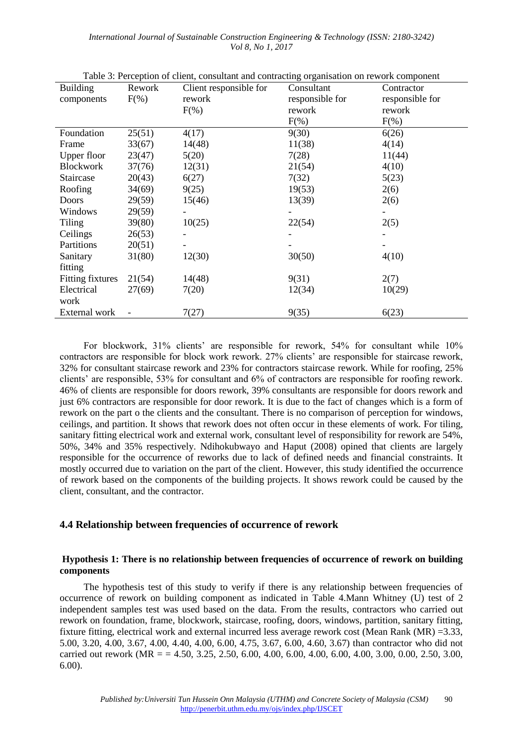Table 3: Perception of client, consultant and contracting organisation on rework component

| Building components | Rework F(%) | Client responsible for rework F(%) | Consultant responsible for rework F(%) | Contractor responsible for rework F(%) |
|---|---|---|---|---|
| Foundation | 25(51) | 4(17) | 9(30) | 6(26) |
| Frame | 33(67) | 14(48) | 11(38) | 4(14) |
| Upper floor | 23(47) | 5(20) | 7(28) | 11(44) |
| Blockwork | 37(76) | 12(31) | 21(54) | 4(10) |
| Staircase | 20(43) | 6(27) | 7(32) | 5(23) |
| Roofing | 34(69) | 9(25) | 19(53) | 2(6) |
| Doors | 29(59) | 15(46) | 13(39) | 2(6) |
| Windows | 29(59) | - | - | - |
| Tiling | 39(80) | 10(25) | 22(54) | 2(5) |
| Ceilings | 26(53) | - | - | - |
| Partitions | 20(51) | - | - | - |
| Sanitary fitting | 31(80) | 12(30) | 30(50) | 4(10) |
| Fitting fixtures | 21(54) | 14(48) | 9(31) | 2(7) |
| Electrical work | 27(69) | 7(20) | 12(34) | 10(29) |
| External work | - | 7(27) | 9(35) | 6(23) |

For blockwork, 31% clients' are responsible for rework, 54% for consultant while 10% contractors are responsible for block work rework. 27% clients' are responsible for staircase rework, 32% for consultant staircase rework and 23% for contractors staircase rework. While for roofing, 25% clients' are responsible, 53% for consultant and 6% of contractors are responsible for roofing rework. 46% of clients are responsible for doors rework, 39% consultants are responsible for doors rework and just 6% contractors are responsible for door rework. It is due to the fact of changes which is a form of rework on the part o the clients and the consultant. There is no comparison of perception for windows, ceilings, and partition. It shows that rework does not often occur in these elements of work. For tiling, sanitary fitting electrical work and external work, consultant level of responsibility for rework are 54%, 50%, 34% and 35% respectively. Ndihokubwayo and Haput (2008) opined that clients are largely responsible for the occurrence of reworks due to lack of defined needs and financial constraints. It mostly occurred due to variation on the part of the client. However, this study identified the occurrence of rework based on the components of the building projects. It shows rework could be caused by the client, consultant, and the contractor.

### 4.4 Relationship between frequencies of occurrence of rework

**Hypothesis 1: There is no relationship between frequencies of occurrence of rework on building components**

The hypothesis test of this study to verify if there is any relationship between frequencies of occurrence of rework on building component as indicated in Table 4.Mann Whitney (U) test of 2 independent samples test was used based on the data. From the results, contractors who carried out rework on foundation, frame, blockwork, staircase, roofing, doors, windows, partition, sanitary fitting, fixture fitting, electrical work and external incurred less average rework cost (Mean Rank (MR) =3.33, 5.00, 3.20, 4.00, 3.67, 4.00, 4.40, 4.00, 6.00, 4.75, 3.67, 6.00, 4.60, 3.67) than contractor who did not carried out rework (MR = = 4.50, 3.25, 2.50, 6.00, 4.00, 6.00, 4.00, 6.00, 4.00, 3.00, 0.00, 2.50, 3.00, 6.00).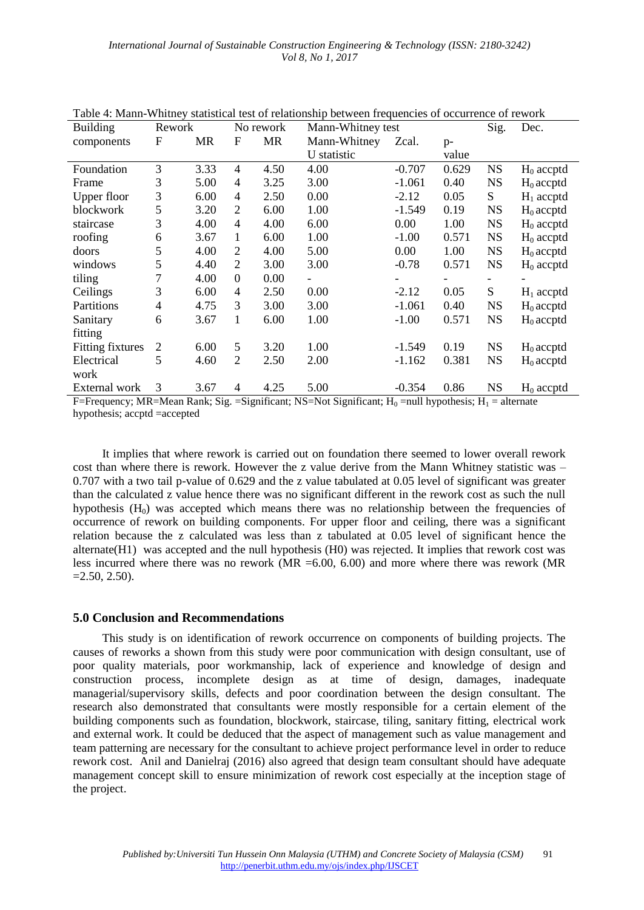Table 4: Mann-Whitney statistical test of relationship between frequencies of occurrence of rework

| Building components | Rework | | No rework | | Mann-Whitney test | | | Sig. | Dec. |
|---|---|---|---|---|---|---|---|---|---|
| | F | MR | F | MR | Mann-Whitney U statistic | Zcal. | p-value | | |
| Foundation | 3 | 3.33 | 4 | 4.50 | 4.00 | -0.707 | 0.629 | NS | $H_0$ accptd |
| Frame | 3 | 5.00 | 4 | 3.25 | 3.00 | -1.061 | 0.40 | NS | $H_0$ accptd |
| Upper floor | 3 | 6.00 | 4 | 2.50 | 0.00 | -2.12 | 0.05 | S | $H_1$ accptd |
| blockwork | 5 | 3.20 | 2 | 6.00 | 1.00 | -1.549 | 0.19 | NS | $H_0$ accptd |
| staircase | 3 | 4.00 | 4 | 4.00 | 6.00 | 0.00 | 1.00 | NS | $H_0$ accptd |
| roofing | 6 | 3.67 | 1 | 6.00 | 1.00 | -1.00 | 0.571 | NS | $H_0$ accptd |
| doors | 5 | 4.00 | 2 | 4.00 | 5.00 | 0.00 | 1.00 | NS | $H_0$ accptd |
| windows | 5 | 4.40 | 2 | 3.00 | 3.00 | -0.78 | 0.571 | NS | $H_0$ accptd |
| tiling | 7 | 4.00 | 0 | 0.00 | - | - | - | - | - |
| Ceilings | 3 | 6.00 | 4 | 2.50 | 0.00 | -2.12 | 0.05 | S | $H_1$ accptd |
| Partitions | 4 | 4.75 | 3 | 3.00 | 3.00 | -1.061 | 0.40 | NS | $H_0$ accptd |
| Sanitary fitting | 6 | 3.67 | 1 | 6.00 | 1.00 | -1.00 | 0.571 | NS | $H_0$ accptd |
| Fitting fixtures | 2 | 6.00 | 5 | 3.20 | 1.00 | -1.549 | 0.19 | NS | $H_0$ accptd |
| Electrical work | 5 | 4.60 | 2 | 2.50 | 2.00 | -1.162 | 0.381 | NS | $H_0$ accptd |
| External work | 3 | 3.67 | 4 | 4.25 | 5.00 | -0.354 | 0.86 | NS | $H_0$ accptd |

F=Frequency; MR=Mean Rank; Sig. =Significant; NS=Not Significant; $H_0$ =null hypothesis; $H_1$ = alternate hypothesis; accptd =accepted

It implies that where rework is carried out on foundation there seemed to lower overall rework cost than where there is rework. However the z value derive from the Mann Whitney statistic was –0.707 with a two tail p-value of 0.629 and the z value tabulated at 0.05 level of significant was greater than the calculated z value hence there was no significant different in the rework cost as such the null hypothesis ($H_0$) was accepted which means there was no relationship between the frequencies of occurrence of rework on building components. For upper floor and ceiling, there was a significant relation because the z calculated was less than z tabulated at 0.05 level of significant hence the alternate(H1) was accepted and the null hypothesis (H0) was rejected. It implies that rework cost was less incurred where there was no rework (MR =6.00, 6.00) and more where there was rework (MR =2.50, 2.50).

## 5.0 Conclusion and Recommendations

This study is on identification of rework occurrence on components of building projects. The causes of reworks a shown from this study were poor communication with design consultant, use of poor quality materials, poor workmanship, lack of experience and knowledge of design and construction process, incomplete design as at time of design, damages, inadequate managerial/supervisory skills, defects and poor coordination between the design consultant. The research also demonstrated that consultants were mostly responsible for a certain element of the building components such as foundation, blockwork, staircase, tiling, sanitary fitting, electrical work and external work. It could be deduced that the aspect of management such as value management and team patterning are necessary for the consultant to achieve project performance level in order to reduce rework cost. Anil and Danielraj (2016) also agreed that design team consultant should have adequate management concept skill to ensure minimization of rework cost especially at the inception stage of the project.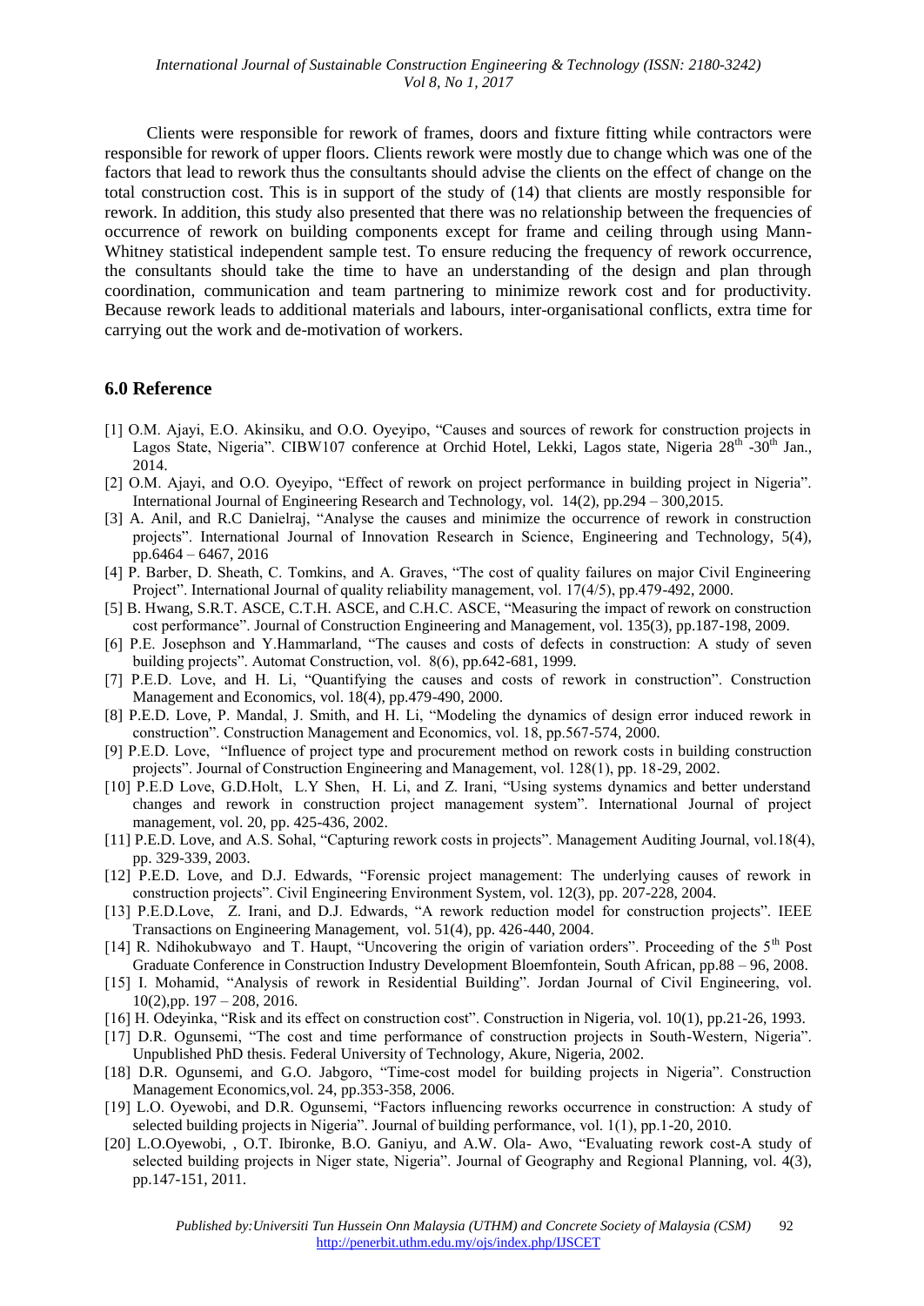Clients were responsible for rework of frames, doors and fixture fitting while contractors were responsible for rework of upper floors. Clients rework were mostly due to change which was one of the factors that lead to rework thus the consultants should advise the clients on the effect of change on the total construction cost. This is in support of the study of (14) that clients are mostly responsible for rework. In addition, this study also presented that there was no relationship between the frequencies of occurrence of rework on building components except for frame and ceiling through using Mann-Whitney statistical independent sample test. To ensure reducing the frequency of rework occurrence, the consultants should take the time to have an understanding of the design and plan through coordination, communication and team partnering to minimize rework cost and for productivity. Because rework leads to additional materials and labours, inter-organisational conflicts, extra time for carrying out the work and de-motivation of workers.

## 6.0 Reference

[1] O.M. Ajayi, E.O. Akinsiku, and O.O. Oyeyipo, "Causes and sources of rework for construction projects in Lagos State, Nigeria". CIBW107 conference at Orchid Hotel, Lekki, Lagos state, Nigeria 28th -30th Jan., 2014.

[2] O.M. Ajayi, and O.O. Oyeyipo, "Effect of rework on project performance in building project in Nigeria". International Journal of Engineering Research and Technology, vol. 14(2), pp.294 – 300,2015.

[3] A. Anil, and R.C Danielraj, "Analyse the causes and minimize the occurrence of rework in construction projects". International Journal of Innovation Research in Science, Engineering and Technology, 5(4), pp.6464 – 6467, 2016

[4] P. Barber, D. Sheath, C. Tomkins, and A. Graves, "The cost of quality failures on major Civil Engineering Project". International Journal of quality reliability management, vol. 17(4/5), pp.479-492, 2000.

[5] B. Hwang, S.R.T. ASCE, C.T.H. ASCE, and C.H.C. ASCE, "Measuring the impact of rework on construction cost performance". Journal of Construction Engineering and Management, vol. 135(3), pp.187-198, 2009.

[6] P.E. Josephson and Y.Hammarland, "The causes and costs of defects in construction: A study of seven building projects". Automat Construction, vol. 8(6), pp.642-681, 1999.

[7] P.E.D. Love, and H. Li, "Quantifying the causes and costs of rework in construction". Construction Management and Economics, vol. 18(4), pp.479-490, 2000.

[8] P.E.D. Love, P. Mandal, J. Smith, and H. Li, "Modeling the dynamics of design error induced rework in construction". Construction Management and Economics, vol. 18, pp.567-574, 2000.

[9] P.E.D. Love, "Influence of project type and procurement method on rework costs in building construction projects". Journal of Construction Engineering and Management, vol. 128(1), pp. 18-29, 2002.

[10] P.E.D Love, G.D.Holt, L.Y Shen, H. Li, and Z. Irani, "Using systems dynamics and better understand changes and rework in construction project management system". International Journal of project management, vol. 20, pp. 425-436, 2002.

[11] P.E.D. Love, and A.S. Sohal, "Capturing rework costs in projects". Management Auditing Journal, vol.18(4), pp. 329-339, 2003.

[12] P.E.D. Love, and D.J. Edwards, "Forensic project management: The underlying causes of rework in construction projects". Civil Engineering Environment System, vol. 12(3), pp. 207-228, 2004.

[13] P.E.D.Love, Z. Irani, and D.J. Edwards, "A rework reduction model for construction projects". IEEE Transactions on Engineering Management, vol. 51(4), pp. 426-440, 2004.

[14] R. Ndihokubwayo and T. Haupt, "Uncovering the origin of variation orders". Proceeding of the 5th Post Graduate Conference in Construction Industry Development Bloemfontein, South African, pp.88 – 96, 2008.

[15] I. Mohamid, "Analysis of rework in Residential Building". Jordan Journal of Civil Engineering, vol. 10(2),pp. 197 – 208, 2016.

[16] H. Odeyinka, "Risk and its effect on construction cost". Construction in Nigeria, vol. 10(1), pp.21-26, 1993.

[17] D.R. Ogunsemi, "The cost and time performance of construction projects in South-Western, Nigeria". Unpublished PhD thesis. Federal University of Technology, Akure, Nigeria, 2002.

[18] D.R. Ogunsemi, and G.O. Jabgoro, "Time-cost model for building projects in Nigeria". Construction Management Economics,vol. 24, pp.353-358, 2006.

[19] L.O. Oyewobi, and D.R. Ogunsemi, "Factors influencing reworks occurrence in construction: A study of selected building projects in Nigeria". Journal of building performance, vol. 1(1), pp.1-20, 2010.

[20] L.O.Oyewobi, , O.T. Ibironke, B.O. Ganiyu, and A.W. Ola- Awo, "Evaluating rework cost-A study of selected building projects in Niger state, Nigeria". Journal of Geography and Regional Planning, vol. 4(3), pp.147-151, 2011.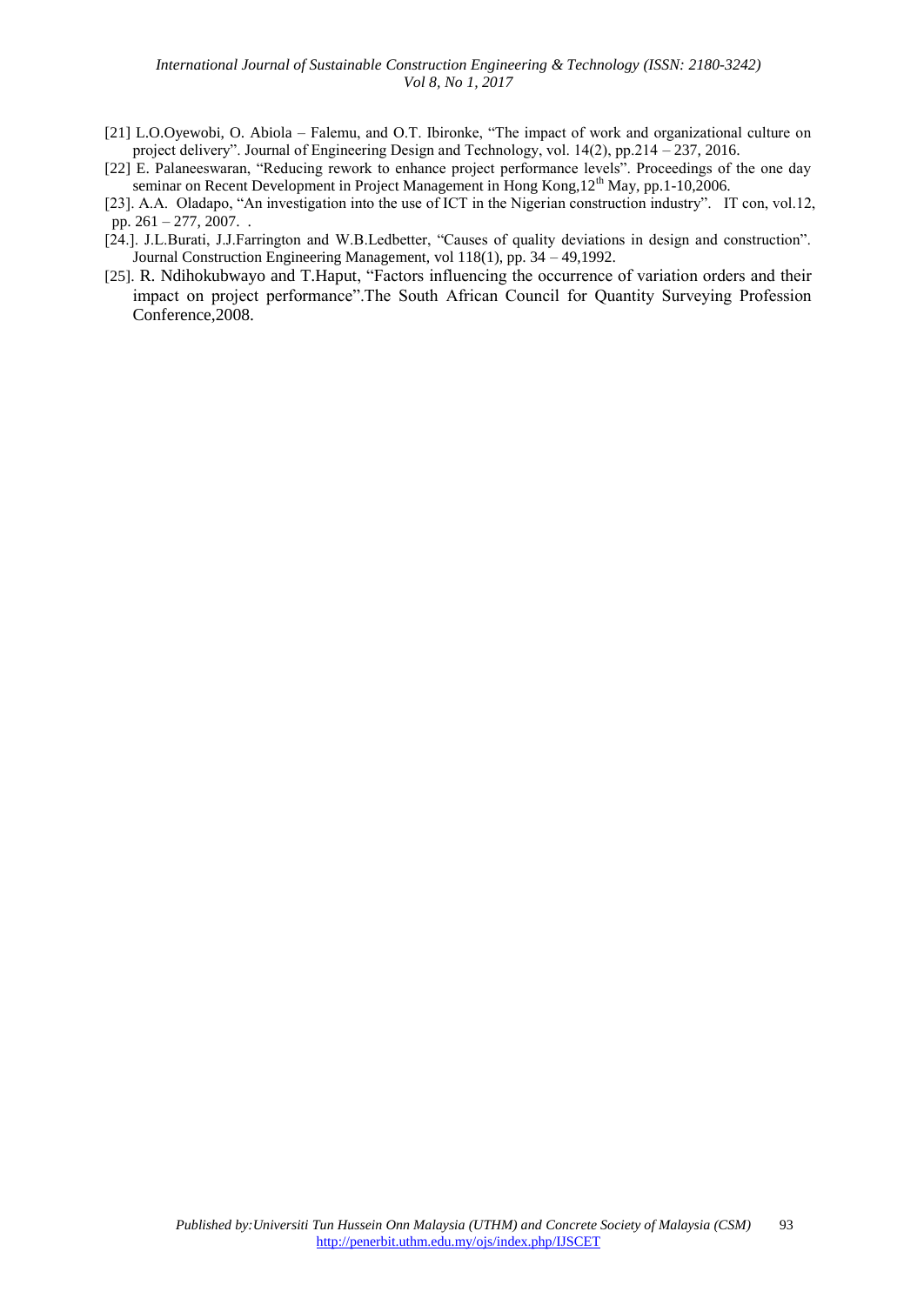[21] L.O.Oyewobi, O. Abiola – Falemu, and O.T. Ibironke, "The impact of work and organizational culture on project delivery". Journal of Engineering Design and Technology, vol. 14(2), pp.214 – 237, 2016.

[22] E. Palaneeswaran, "Reducing rework to enhance project performance levels". Proceedings of the one day seminar on Recent Development in Project Management in Hong Kong,12th May, pp.1-10,2006.

[23]. A.A. Oladapo, "An investigation into the use of ICT in the Nigerian construction industry". IT con, vol.12, pp. 261 – 277, 2007. .

[24.]. J.L.Burati, J.J.Farrington and W.B.Ledbetter, "Causes of quality deviations in design and construction". Journal Construction Engineering Management, vol 118(1), pp. 34 – 49,1992.

[25]. R. Ndihokubwayo and T.Haput, "Factors influencing the occurrence of variation orders and their impact on project performance".The South African Council for Quantity Surveying Profession Conference,2008.